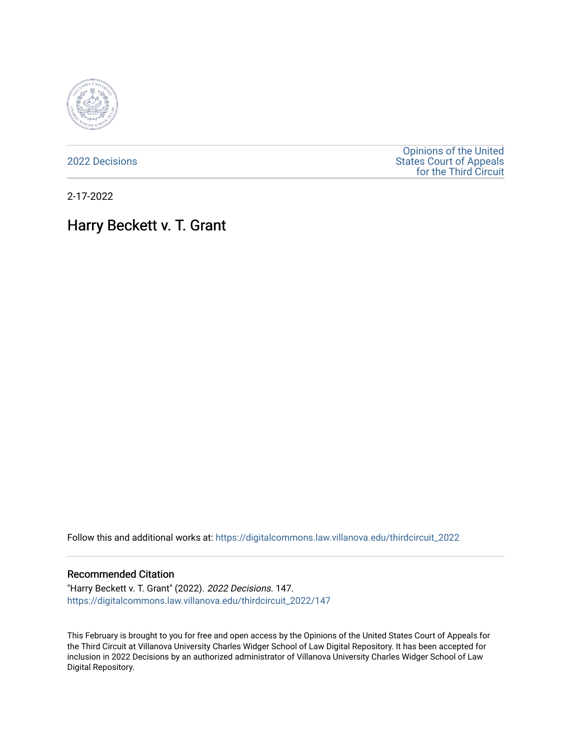2022 Decisions

Opinions of the United States Court of Appeals for the Third Circuit

2-17-2022

# Harry Beckett v. T. Grant

Follow this and additional works at: https://digitalcommons.law.villanova.edu/thirdcircuit_2022

## Recommended Citation

"Harry Beckett v. T. Grant" (2022). *2022 Decisions*. 147.
https://digitalcommons.law.villanova.edu/thirdcircuit_2022/147

This February is brought to you for free and open access by the Opinions of the United States Court of Appeals for the Third Circuit at Villanova University Charles Widger School of Law Digital Repository. It has been accepted for inclusion in 2022 Decisions by an authorized administrator of Villanova University Charles Widger School of Law Digital Repository.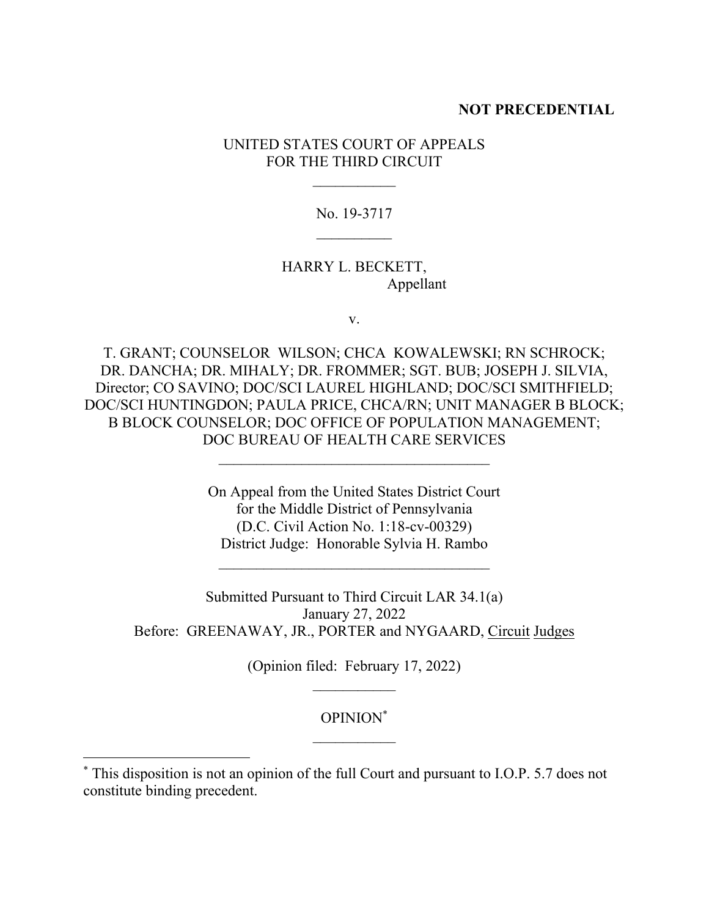**NOT PRECEDENTIAL**

UNITED STATES COURT OF APPEALS
FOR THE THIRD CIRCUIT

___________

No. 19-3717

__________

HARRY L. BECKETT,
Appellant

v.

T. GRANT; COUNSELOR WILSON; CHCA KOWALEWSKI; RN SCHROCK; DR. DANCHA; DR. MIHALY; DR. FROMMER; SGT. BUB; JOSEPH J. SILVIA, Director; CO SAVINO; DOC/SCI LAUREL HIGHLAND; DOC/SCI SMITHFIELD; DOC/SCI HUNTINGDON; PAULA PRICE, CHCA/RN; UNIT MANAGER B BLOCK; B BLOCK COUNSELOR; DOC OFFICE OF POPULATION MANAGEMENT; DOC BUREAU OF HEALTH CARE SERVICES

____________________________________

On Appeal from the United States District Court
for the Middle District of Pennsylvania
(D.C. Civil Action No. 1:18-cv-00329)
District Judge: Honorable Sylvia H. Rambo

____________________________________

Submitted Pursuant to Third Circuit LAR 34.1(a)
January 27, 2022
Before: GREENAWAY, JR., PORTER and NYGAARD, Circuit Judges

(Opinion filed: February 17, 2022)

___________

OPINION*

___________

* This disposition is not an opinion of the full Court and pursuant to I.O.P. 5.7 does not constitute binding precedent.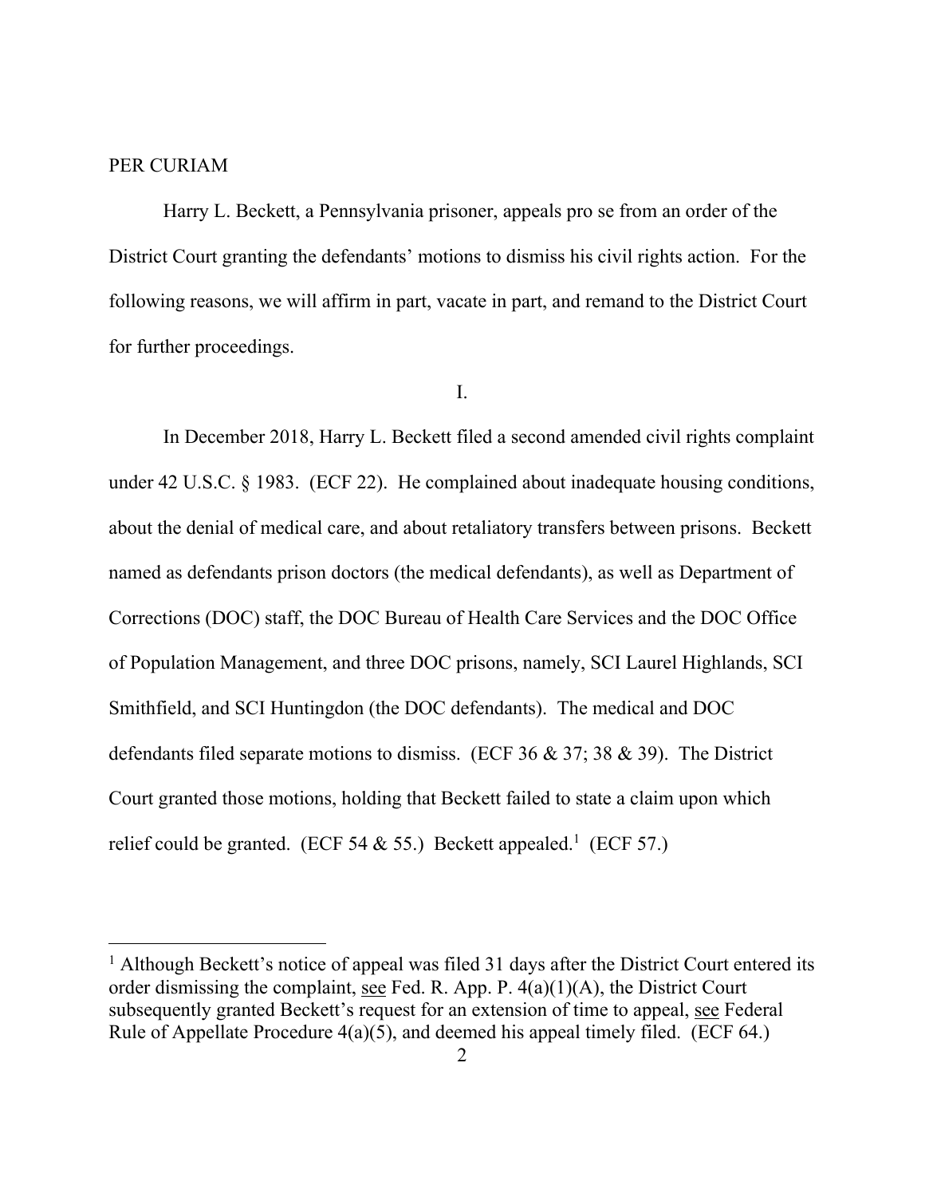PER CURIAM

Harry L. Beckett, a Pennsylvania prisoner, appeals pro se from an order of the District Court granting the defendants' motions to dismiss his civil rights action. For the following reasons, we will affirm in part, vacate in part, and remand to the District Court for further proceedings.

I.

In December 2018, Harry L. Beckett filed a second amended civil rights complaint under 42 U.S.C. § 1983. (ECF 22). He complained about inadequate housing conditions, about the denial of medical care, and about retaliatory transfers between prisons. Beckett named as defendants prison doctors (the medical defendants), as well as Department of Corrections (DOC) staff, the DOC Bureau of Health Care Services and the DOC Office of Population Management, and three DOC prisons, namely, SCI Laurel Highlands, SCI Smithfield, and SCI Huntingdon (the DOC defendants). The medical and DOC defendants filed separate motions to dismiss. (ECF 36 & 37; 38 & 39). The District Court granted those motions, holding that Beckett failed to state a claim upon which relief could be granted. (ECF 54 & 55.) Beckett appealed.[1] (ECF 57.)

---

[1] Although Beckett's notice of appeal was filed 31 days after the District Court entered its order dismissing the complaint, see Fed. R. App. P. 4(a)(1)(A), the District Court subsequently granted Beckett's request for an extension of time to appeal, see Federal Rule of Appellate Procedure 4(a)(5), and deemed his appeal timely filed. (ECF 64.)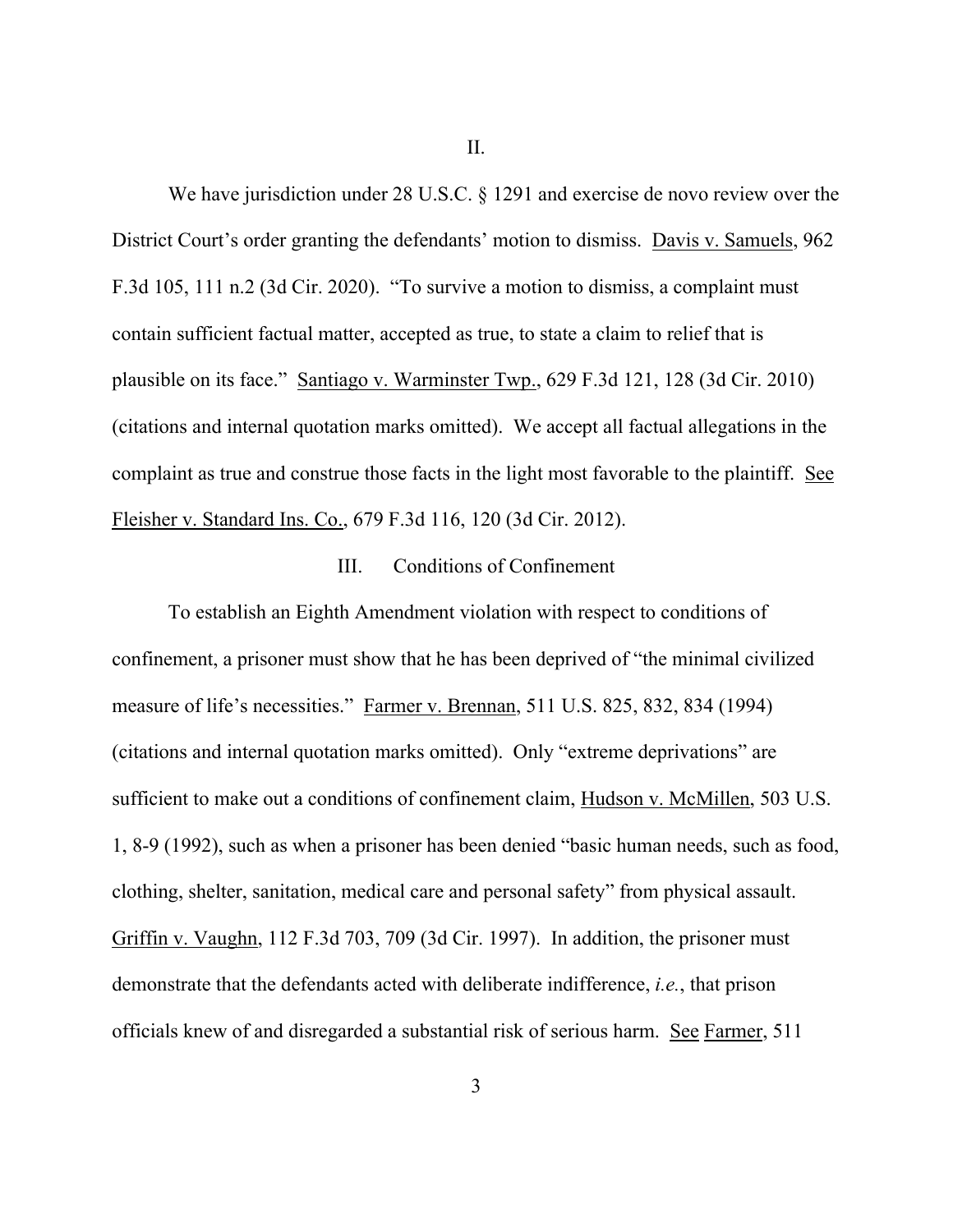## II.

We have jurisdiction under 28 U.S.C. § 1291 and exercise de novo review over the District Court's order granting the defendants' motion to dismiss. Davis v. Samuels, 962 F.3d 105, 111 n.2 (3d Cir. 2020). "To survive a motion to dismiss, a complaint must contain sufficient factual matter, accepted as true, to state a claim to relief that is plausible on its face." Santiago v. Warminster Twp., 629 F.3d 121, 128 (3d Cir. 2010) (citations and internal quotation marks omitted). We accept all factual allegations in the complaint as true and construe those facts in the light most favorable to the plaintiff. See Fleisher v. Standard Ins. Co., 679 F.3d 116, 120 (3d Cir. 2012).

## III. Conditions of Confinement

To establish an Eighth Amendment violation with respect to conditions of confinement, a prisoner must show that he has been deprived of "the minimal civilized measure of life's necessities." Farmer v. Brennan, 511 U.S. 825, 832, 834 (1994) (citations and internal quotation marks omitted). Only "extreme deprivations" are sufficient to make out a conditions of confinement claim, Hudson v. McMillen, 503 U.S. 1, 8-9 (1992), such as when a prisoner has been denied "basic human needs, such as food, clothing, shelter, sanitation, medical care and personal safety" from physical assault. Griffin v. Vaughn, 112 F.3d 703, 709 (3d Cir. 1997). In addition, the prisoner must demonstrate that the defendants acted with deliberate indifference, *i.e.*, that prison officials knew of and disregarded a substantial risk of serious harm. See Farmer, 511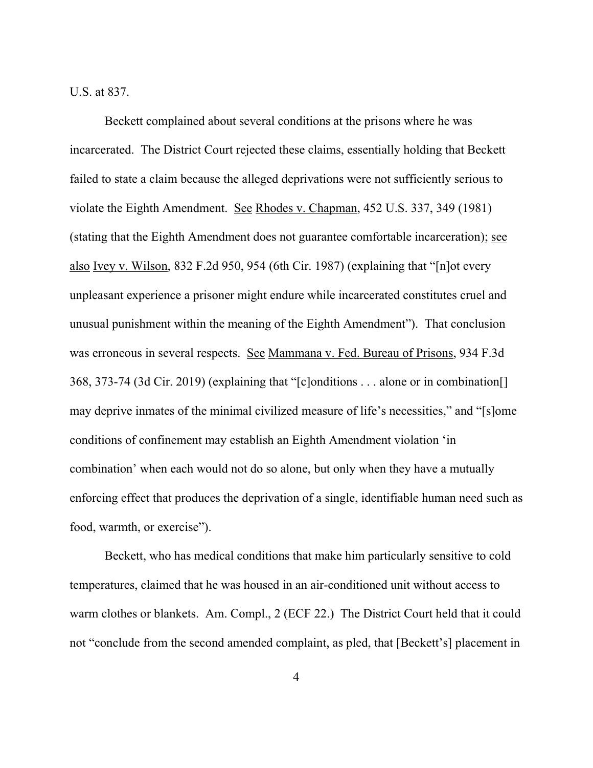U.S. at 837.

Beckett complained about several conditions at the prisons where he was incarcerated. The District Court rejected these claims, essentially holding that Beckett failed to state a claim because the alleged deprivations were not sufficiently serious to violate the Eighth Amendment. See Rhodes v. Chapman, 452 U.S. 337, 349 (1981) (stating that the Eighth Amendment does not guarantee comfortable incarceration); see also Ivey v. Wilson, 832 F.2d 950, 954 (6th Cir. 1987) (explaining that "[n]ot every unpleasant experience a prisoner might endure while incarcerated constitutes cruel and unusual punishment within the meaning of the Eighth Amendment"). That conclusion was erroneous in several respects. See Mammana v. Fed. Bureau of Prisons, 934 F.3d 368, 373-74 (3d Cir. 2019) (explaining that "[c]onditions . . . alone or in combination[] may deprive inmates of the minimal civilized measure of life's necessities," and "[s]ome conditions of confinement may establish an Eighth Amendment violation 'in combination' when each would not do so alone, but only when they have a mutually enforcing effect that produces the deprivation of a single, identifiable human need such as food, warmth, or exercise").

Beckett, who has medical conditions that make him particularly sensitive to cold temperatures, claimed that he was housed in an air-conditioned unit without access to warm clothes or blankets. Am. Compl., 2 (ECF 22.) The District Court held that it could not "conclude from the second amended complaint, as pled, that [Beckett's] placement in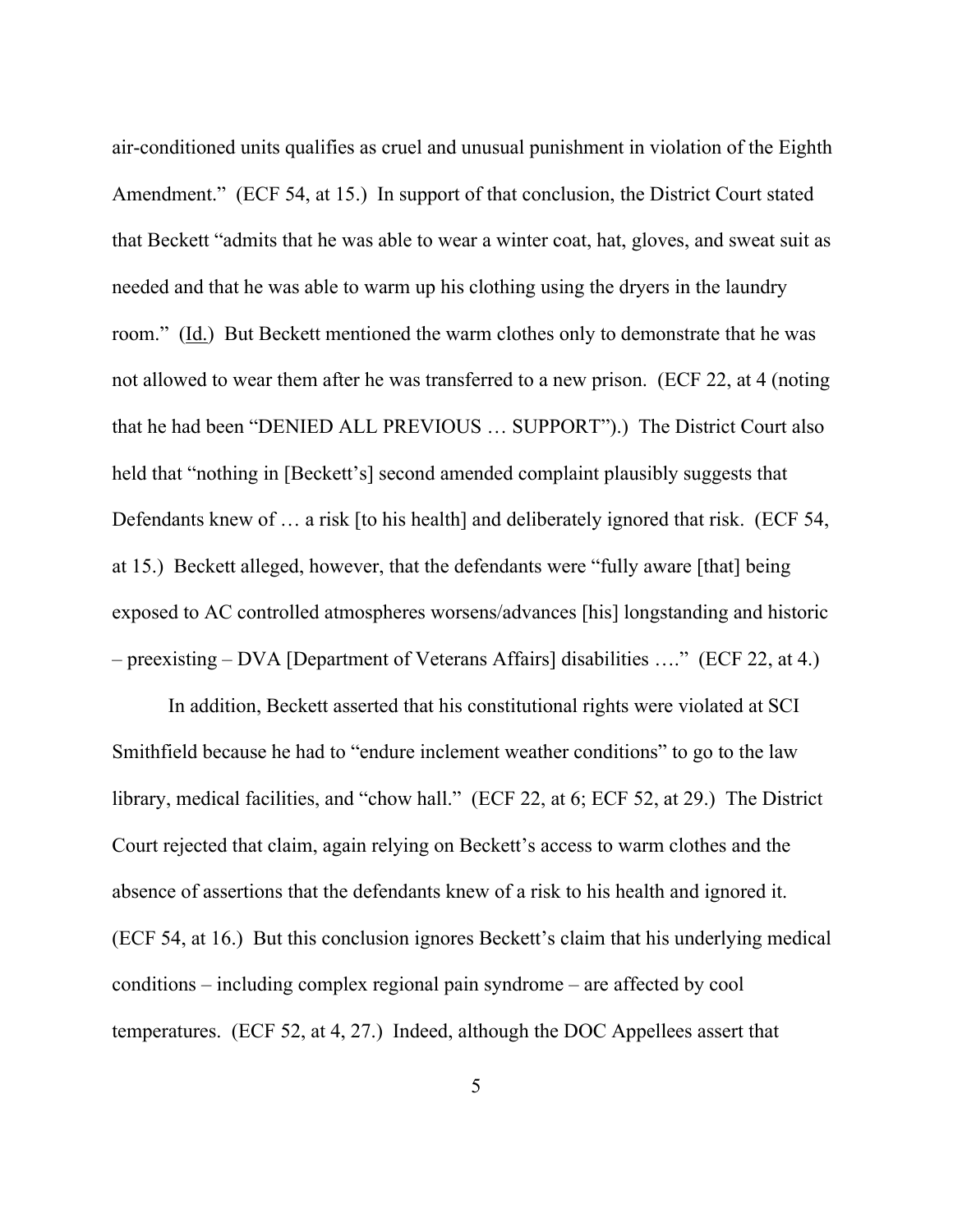air-conditioned units qualifies as cruel and unusual punishment in violation of the Eighth Amendment." (ECF 54, at 15.) In support of that conclusion, the District Court stated that Beckett "admits that he was able to wear a winter coat, hat, gloves, and sweat suit as needed and that he was able to warm up his clothing using the dryers in the laundry room." (Id.) But Beckett mentioned the warm clothes only to demonstrate that he was not allowed to wear them after he was transferred to a new prison. (ECF 22, at 4 (noting that he had been "DENIED ALL PREVIOUS … SUPPORT").) The District Court also held that "nothing in [Beckett's] second amended complaint plausibly suggests that Defendants knew of … a risk [to his health] and deliberately ignored that risk. (ECF 54, at 15.) Beckett alleged, however, that the defendants were "fully aware [that] being exposed to AC controlled atmospheres worsens/advances [his] longstanding and historic – preexisting – DVA [Department of Veterans Affairs] disabilities …." (ECF 22, at 4.)

In addition, Beckett asserted that his constitutional rights were violated at SCI Smithfield because he had to "endure inclement weather conditions" to go to the law library, medical facilities, and "chow hall." (ECF 22, at 6; ECF 52, at 29.) The District Court rejected that claim, again relying on Beckett's access to warm clothes and the absence of assertions that the defendants knew of a risk to his health and ignored it. (ECF 54, at 16.) But this conclusion ignores Beckett's claim that his underlying medical conditions – including complex regional pain syndrome – are affected by cool temperatures. (ECF 52, at 4, 27.) Indeed, although the DOC Appellees assert that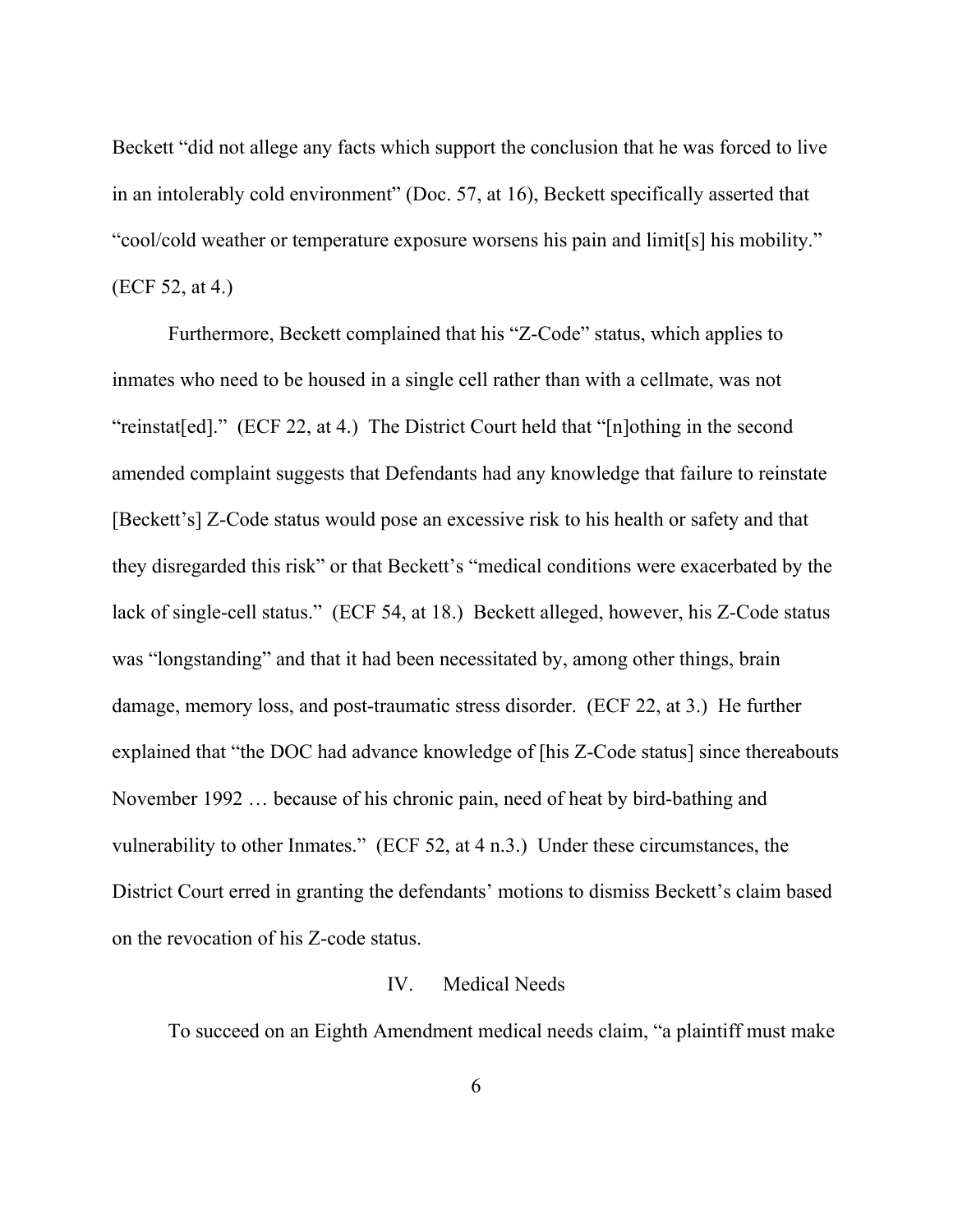Beckett "did not allege any facts which support the conclusion that he was forced to live in an intolerably cold environment" (Doc. 57, at 16), Beckett specifically asserted that "cool/cold weather or temperature exposure worsens his pain and limit[s] his mobility." (ECF 52, at 4.)

Furthermore, Beckett complained that his "Z-Code" status, which applies to inmates who need to be housed in a single cell rather than with a cellmate, was not "reinstat[ed]." (ECF 22, at 4.) The District Court held that "[n]othing in the second amended complaint suggests that Defendants had any knowledge that failure to reinstate [Beckett's] Z-Code status would pose an excessive risk to his health or safety and that they disregarded this risk" or that Beckett's "medical conditions were exacerbated by the lack of single-cell status." (ECF 54, at 18.) Beckett alleged, however, his Z-Code status was "longstanding" and that it had been necessitated by, among other things, brain damage, memory loss, and post-traumatic stress disorder. (ECF 22, at 3.) He further explained that "the DOC had advance knowledge of [his Z-Code status] since thereabouts November 1992 … because of his chronic pain, need of heat by bird-bathing and vulnerability to other Inmates." (ECF 52, at 4 n.3.) Under these circumstances, the District Court erred in granting the defendants' motions to dismiss Beckett's claim based on the revocation of his Z-code status.

## IV. Medical Needs

To succeed on an Eighth Amendment medical needs claim, "a plaintiff must make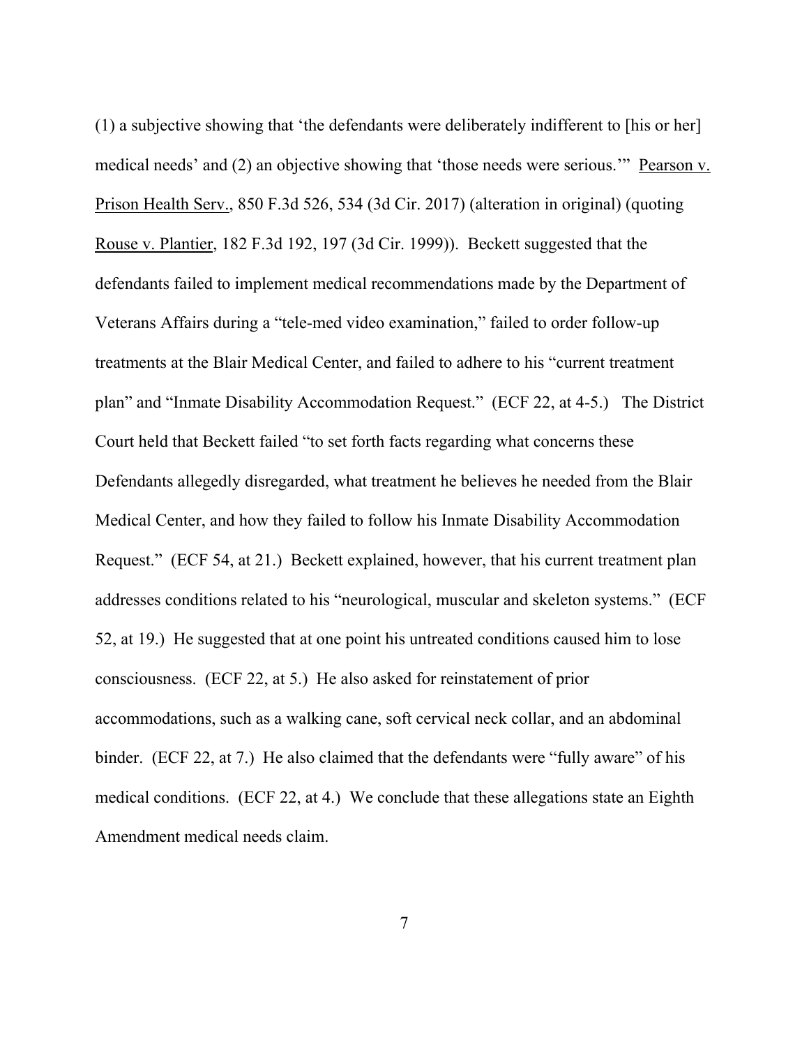(1) a subjective showing that 'the defendants were deliberately indifferent to [his or her] medical needs' and (2) an objective showing that 'those needs were serious.'" Pearson v. Prison Health Serv., 850 F.3d 526, 534 (3d Cir. 2017) (alteration in original) (quoting Rouse v. Plantier, 182 F.3d 192, 197 (3d Cir. 1999)). Beckett suggested that the defendants failed to implement medical recommendations made by the Department of Veterans Affairs during a "tele-med video examination," failed to order follow-up treatments at the Blair Medical Center, and failed to adhere to his "current treatment plan" and "Inmate Disability Accommodation Request." (ECF 22, at 4-5.) The District Court held that Beckett failed "to set forth facts regarding what concerns these Defendants allegedly disregarded, what treatment he believes he needed from the Blair Medical Center, and how they failed to follow his Inmate Disability Accommodation Request." (ECF 54, at 21.) Beckett explained, however, that his current treatment plan addresses conditions related to his "neurological, muscular and skeleton systems." (ECF 52, at 19.) He suggested that at one point his untreated conditions caused him to lose consciousness. (ECF 22, at 5.) He also asked for reinstatement of prior accommodations, such as a walking cane, soft cervical neck collar, and an abdominal binder. (ECF 22, at 7.) He also claimed that the defendants were "fully aware" of his medical conditions. (ECF 22, at 4.) We conclude that these allegations state an Eighth Amendment medical needs claim.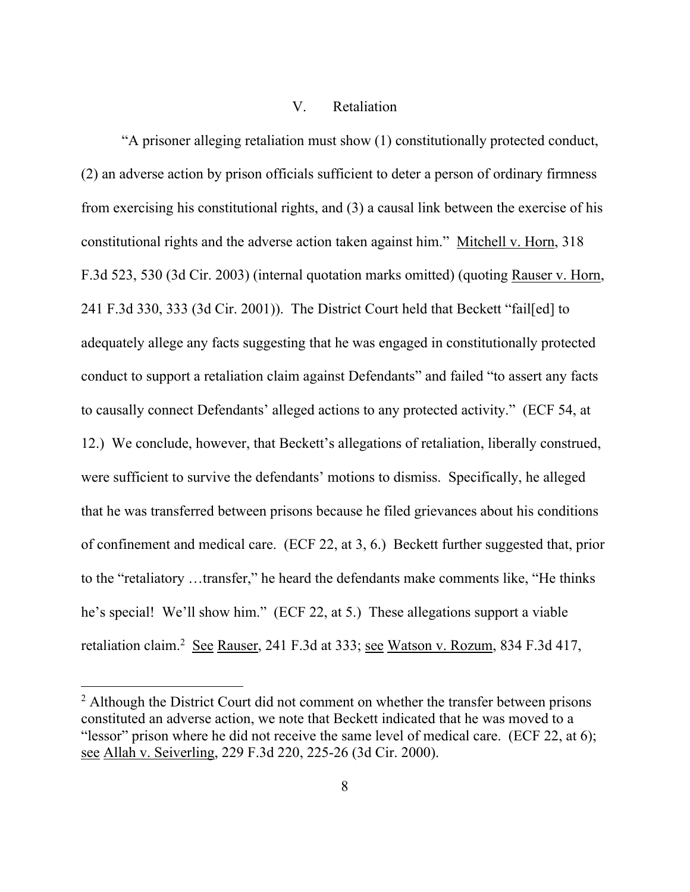## V. Retaliation

"A prisoner alleging retaliation must show (1) constitutionally protected conduct, (2) an adverse action by prison officials sufficient to deter a person of ordinary firmness from exercising his constitutional rights, and (3) a causal link between the exercise of his constitutional rights and the adverse action taken against him." Mitchell v. Horn, 318 F.3d 523, 530 (3d Cir. 2003) (internal quotation marks omitted) (quoting Rauser v. Horn, 241 F.3d 330, 333 (3d Cir. 2001)). The District Court held that Beckett "fail[ed] to adequately allege any facts suggesting that he was engaged in constitutionally protected conduct to support a retaliation claim against Defendants" and failed "to assert any facts to causally connect Defendants' alleged actions to any protected activity." (ECF 54, at 12.) We conclude, however, that Beckett's allegations of retaliation, liberally construed, were sufficient to survive the defendants' motions to dismiss. Specifically, he alleged that he was transferred between prisons because he filed grievances about his conditions of confinement and medical care. (ECF 22, at 3, 6.) Beckett further suggested that, prior to the "retaliatory …transfer," he heard the defendants make comments like, "He thinks he's special! We'll show him." (ECF 22, at 5.) These allegations support a viable retaliation claim.[2] See Rauser, 241 F.3d at 333; see Watson v. Rozum, 834 F.3d 417,

---

[2] Although the District Court did not comment on whether the transfer between prisons constituted an adverse action, we note that Beckett indicated that he was moved to a "lessor" prison where he did not receive the same level of medical care. (ECF 22, at 6); see Allah v. Seiverling, 229 F.3d 220, 225-26 (3d Cir. 2000).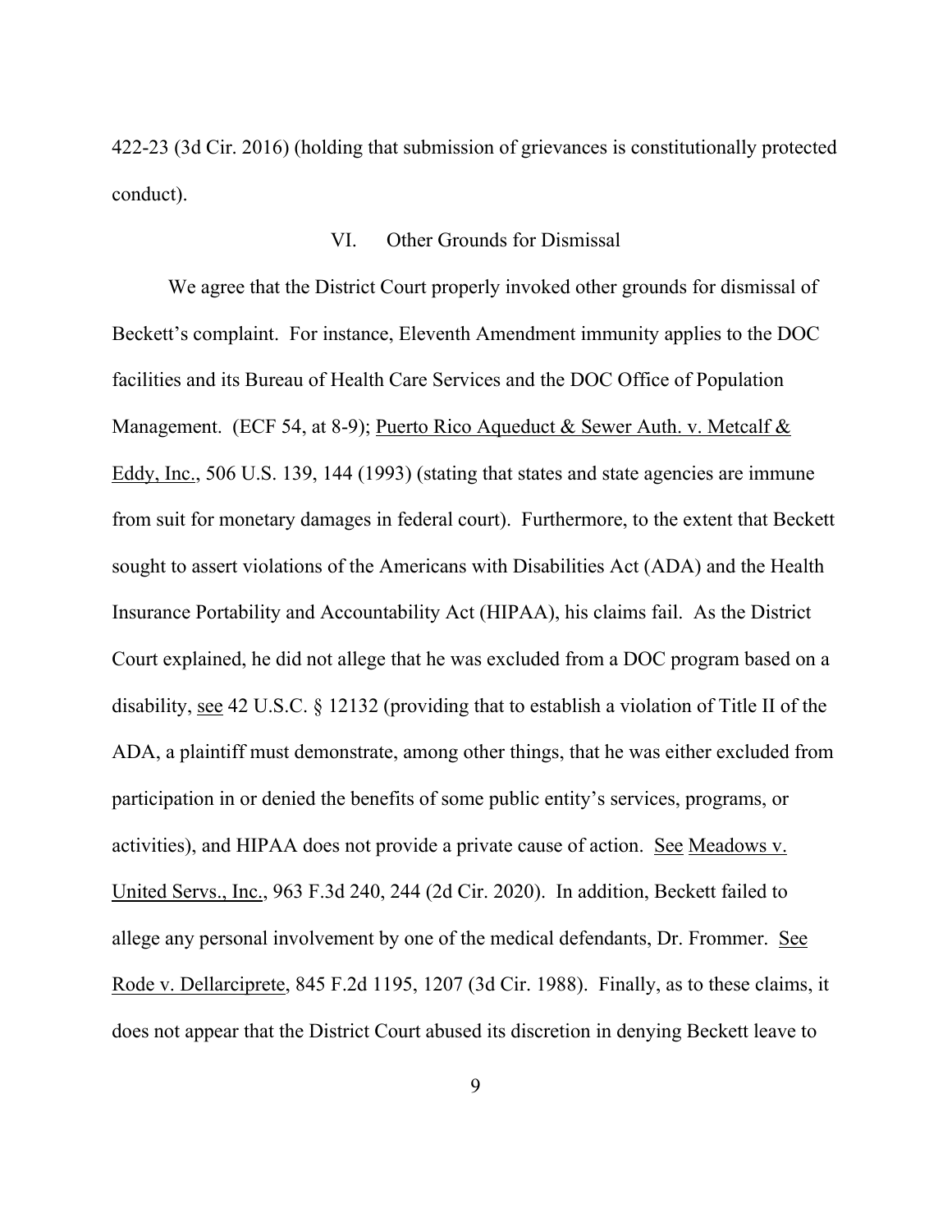422-23 (3d Cir. 2016) (holding that submission of grievances is constitutionally protected conduct).

## VI. Other Grounds for Dismissal

We agree that the District Court properly invoked other grounds for dismissal of Beckett's complaint. For instance, Eleventh Amendment immunity applies to the DOC facilities and its Bureau of Health Care Services and the DOC Office of Population Management. (ECF 54, at 8-9); Puerto Rico Aqueduct & Sewer Auth. v. Metcalf & Eddy, Inc., 506 U.S. 139, 144 (1993) (stating that states and state agencies are immune from suit for monetary damages in federal court). Furthermore, to the extent that Beckett sought to assert violations of the Americans with Disabilities Act (ADA) and the Health Insurance Portability and Accountability Act (HIPAA), his claims fail. As the District Court explained, he did not allege that he was excluded from a DOC program based on a disability, see 42 U.S.C. § 12132 (providing that to establish a violation of Title II of the ADA, a plaintiff must demonstrate, among other things, that he was either excluded from participation in or denied the benefits of some public entity's services, programs, or activities), and HIPAA does not provide a private cause of action. See Meadows v. United Servs., Inc., 963 F.3d 240, 244 (2d Cir. 2020). In addition, Beckett failed to allege any personal involvement by one of the medical defendants, Dr. Frommer. See Rode v. Dellarciprete, 845 F.2d 1195, 1207 (3d Cir. 1988). Finally, as to these claims, it does not appear that the District Court abused its discretion in denying Beckett leave to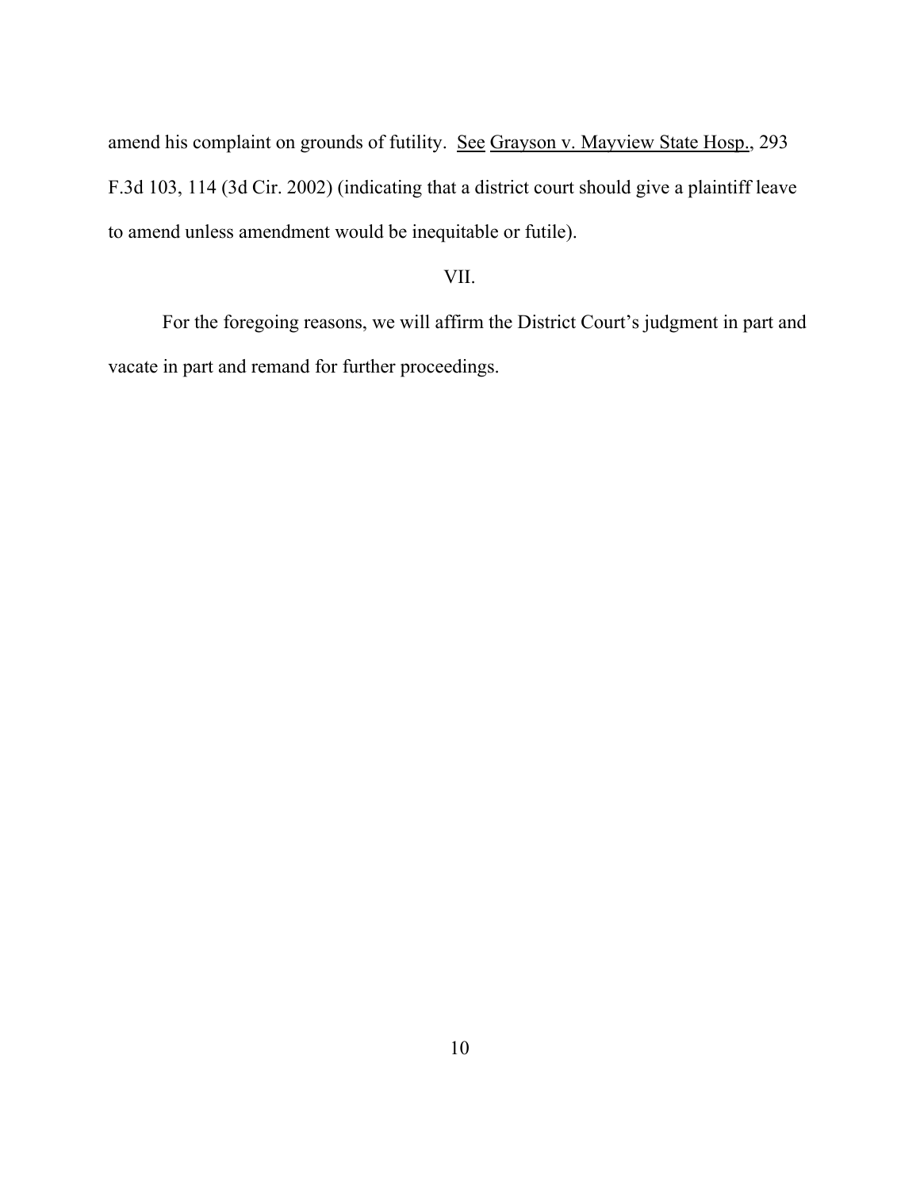amend his complaint on grounds of futility. See Grayson v. Mayview State Hosp., 293 F.3d 103, 114 (3d Cir. 2002) (indicating that a district court should give a plaintiff leave to amend unless amendment would be inequitable or futile).

## VII.

For the foregoing reasons, we will affirm the District Court's judgment in part and vacate in part and remand for further proceedings.